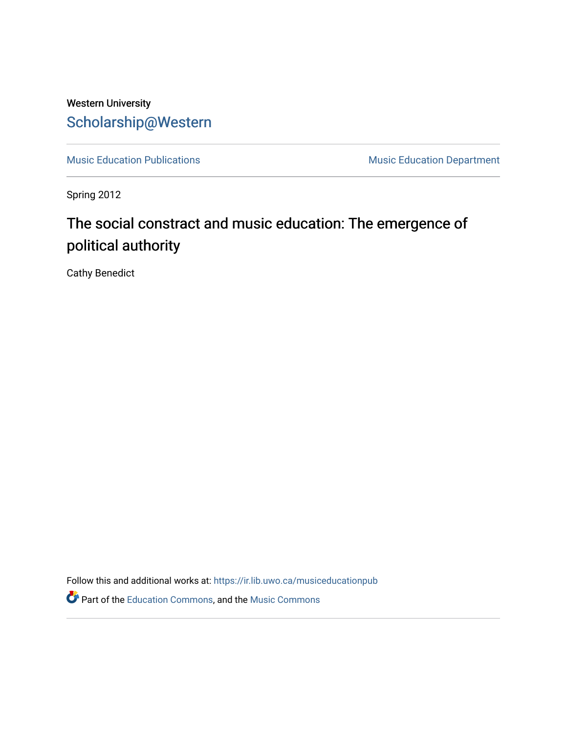Western University

Scholarship@Western

Music Education Publications | Music Education Department

Spring 2012

# The social constract and music education: The emergence of political authority

Cathy Benedict

Follow this and additional works at: https://ir.lib.uwo.ca/musiceducationpub

Part of the Education Commons, and the Music Commons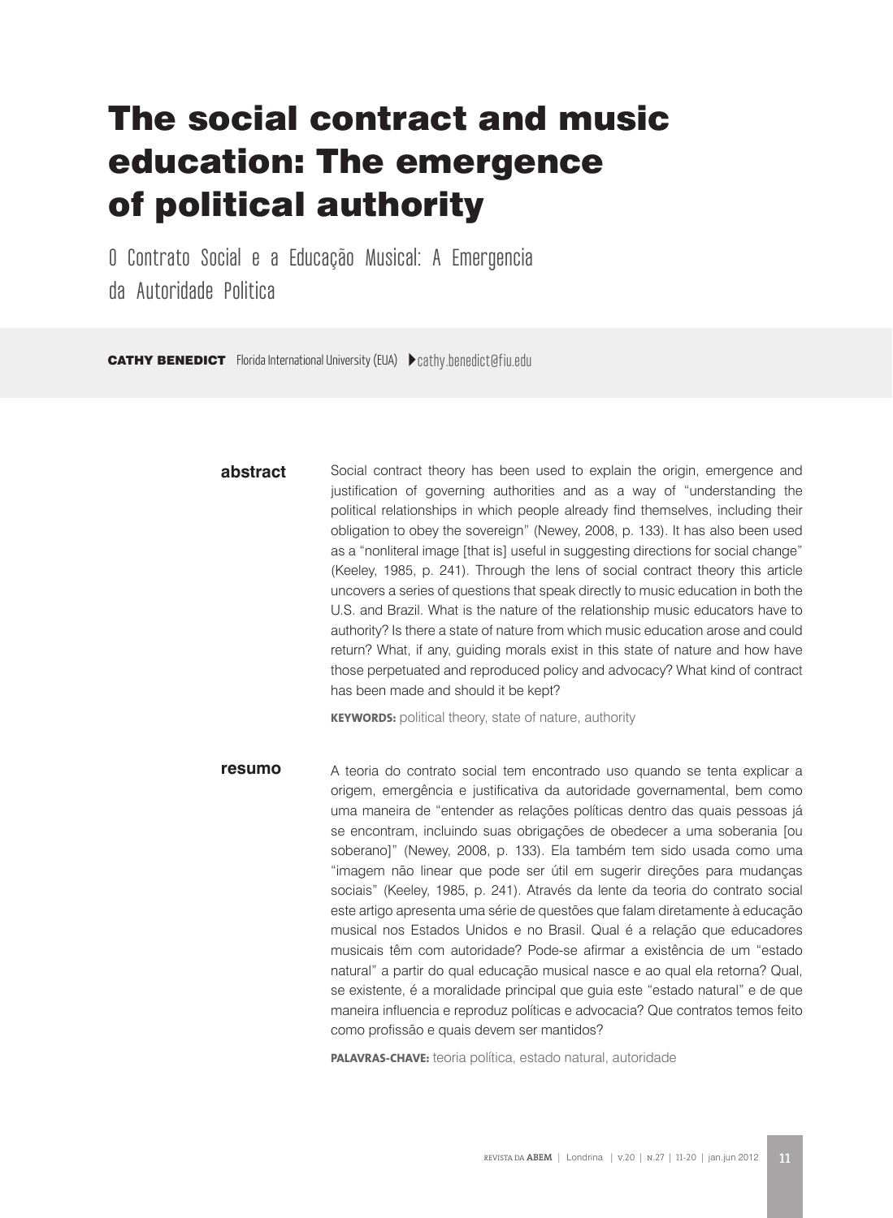# The social contract and music education: The emergence of political authority

O Contrato Social e a Educação Musical: A Emergencia da Autoridade Politica

**CATHY BENEDICT** Florida International University (EUA) cathy.benedict@fiu.edu

**abstract**

Social contract theory has been used to explain the origin, emergence and justification of governing authorities and as a way of "understanding the political relationships in which people already find themselves, including their obligation to obey the sovereign" (Newey, 2008, p. 133). It has also been used as a "nonliteral image [that is] useful in suggesting directions for social change" (Keeley, 1985, p. 241). Through the lens of social contract theory this article uncovers a series of questions that speak directly to music education in both the U.S. and Brazil. What is the nature of the relationship music educators have to authority? Is there a state of nature from which music education arose and could return? What, if any, guiding morals exist in this state of nature and how have those perpetuated and reproduced policy and advocacy? What kind of contract has been made and should it be kept?

**KEYWORDS:** political theory, state of nature, authority

**resumo**

A teoria do contrato social tem encontrado uso quando se tenta explicar a origem, emergência e justificativa da autoridade governamental, bem como uma maneira de "entender as relações políticas dentro das quais pessoas já se encontram, incluindo suas obrigações de obedecer a uma soberania [ou soberano]" (Newey, 2008, p. 133). Ela também tem sido usada como uma "imagem não linear que pode ser útil em sugerir direções para mudanças sociais" (Keeley, 1985, p. 241). Através da lente da teoria do contrato social este artigo apresenta uma série de questões que falam diretamente à educação musical nos Estados Unidos e no Brasil. Qual é a relação que educadores musicais têm com autoridade? Pode-se afirmar a existência de um "estado natural" a partir do qual educação musical nasce e ao qual ela retorna? Qual, se existente, é a moralidade principal que guia este "estado natural" e de que maneira influencia e reproduz políticas e advocacia? Que contratos temos feito como profissão e quais devem ser mantidos?

**PALAVRAS-CHAVE:** teoria política, estado natural, autoridade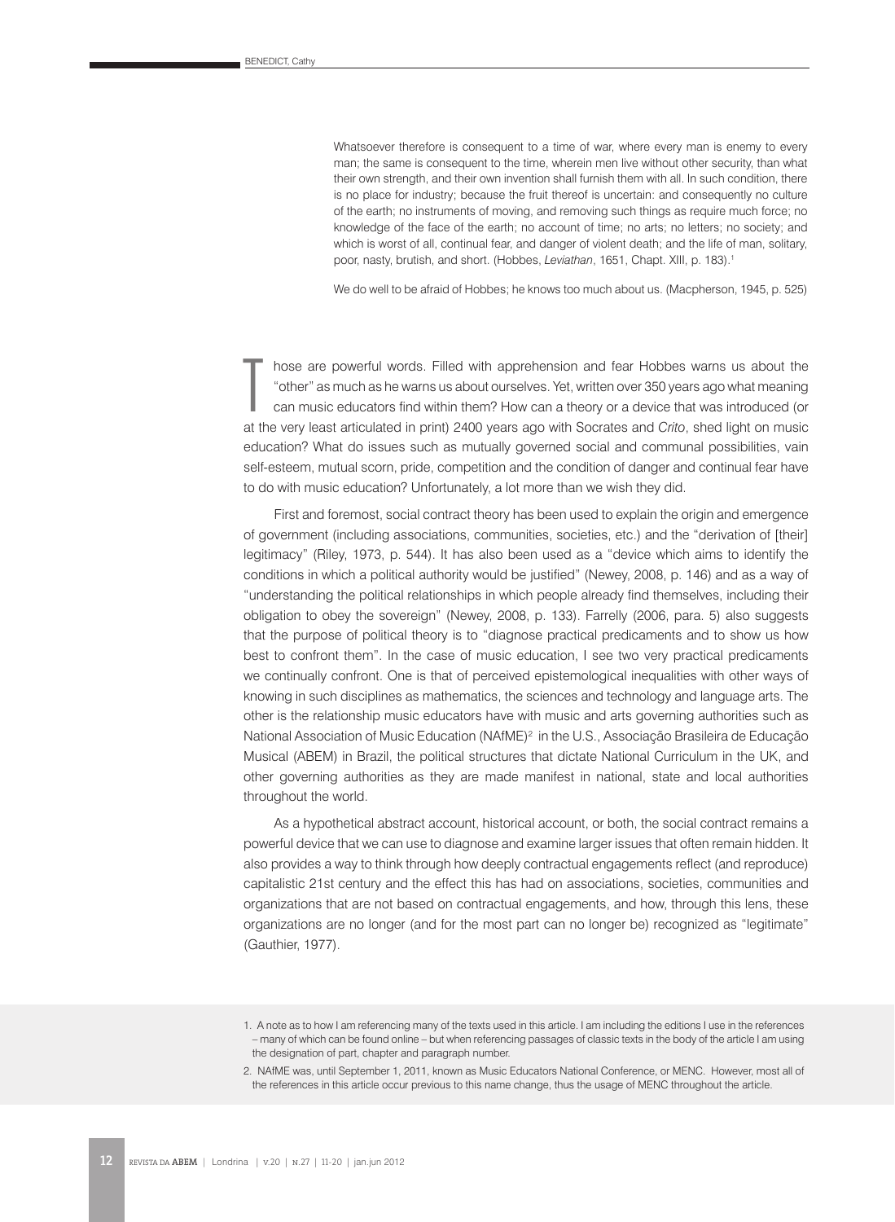> Whatsoever therefore is consequent to a time of war, where every man is enemy to every man; the same is consequent to the time, wherein men live without other security, than what their own strength, and their own invention shall furnish them with all. In such condition, there is no place for industry; because the fruit thereof is uncertain: and consequently no culture of the earth; no instruments of moving, and removing such things as require much force; no knowledge of the face of the earth; no account of time; no arts; no letters; no society; and which is worst of all, continual fear, and danger of violent death; and the life of man, solitary, poor, nasty, brutish, and short. (Hobbes, *Leviathan*, 1651, Chapt. XIII, p. 183).[1]

> We do well to be afraid of Hobbes; he knows too much about us. (Macpherson, 1945, p. 525)

Those are powerful words. Filled with apprehension and fear Hobbes warns us about the "other" as much as he warns us about ourselves. Yet, written over 350 years ago what meaning can music educators find within them? How can a theory or a device that was introduced (or at the very least articulated in print) 2400 years ago with Socrates and *Crito*, shed light on music education? What do issues such as mutually governed social and communal possibilities, vain self-esteem, mutual scorn, pride, competition and the condition of danger and continual fear have to do with music education? Unfortunately, a lot more than we wish they did.

First and foremost, social contract theory has been used to explain the origin and emergence of government (including associations, communities, societies, etc.) and the "derivation of [their] legitimacy" (Riley, 1973, p. 544). It has also been used as a "device which aims to identify the conditions in which a political authority would be justified" (Newey, 2008, p. 146) and as a way of "understanding the political relationships in which people already find themselves, including their obligation to obey the sovereign" (Newey, 2008, p. 133). Farrelly (2006, para. 5) also suggests that the purpose of political theory is to "diagnose practical predicaments and to show us how best to confront them". In the case of music education, I see two very practical predicaments we continually confront. One is that of perceived epistemological inequalities with other ways of knowing in such disciplines as mathematics, the sciences and technology and language arts. The other is the relationship music educators have with music and arts governing authorities such as National Association of Music Education (NAfME)[2] in the U.S., Associação Brasileira de Educação Musical (ABEM) in Brazil, the political structures that dictate National Curriculum in the UK, and other governing authorities as they are made manifest in national, state and local authorities throughout the world.

As a hypothetical abstract account, historical account, or both, the social contract remains a powerful device that we can use to diagnose and examine larger issues that often remain hidden. It also provides a way to think through how deeply contractual engagements reflect (and reproduce) capitalistic 21st century and the effect this has had on associations, societies, communities and organizations that are not based on contractual engagements, and how, through this lens, these organizations are no longer (and for the most part can no longer be) recognized as "legitimate" (Gauthier, 1977).

---

1. A note as to how I am referencing many of the texts used in this article. I am including the editions I use in the references – many of which can be found online – but when referencing passages of classic texts in the body of the article I am using the designation of part, chapter and paragraph number.
2. NAfME was, until September 1, 2011, known as Music Educators National Conference, or MENC. However, most all of the references in this article occur previous to this name change, thus the usage of MENC throughout the article.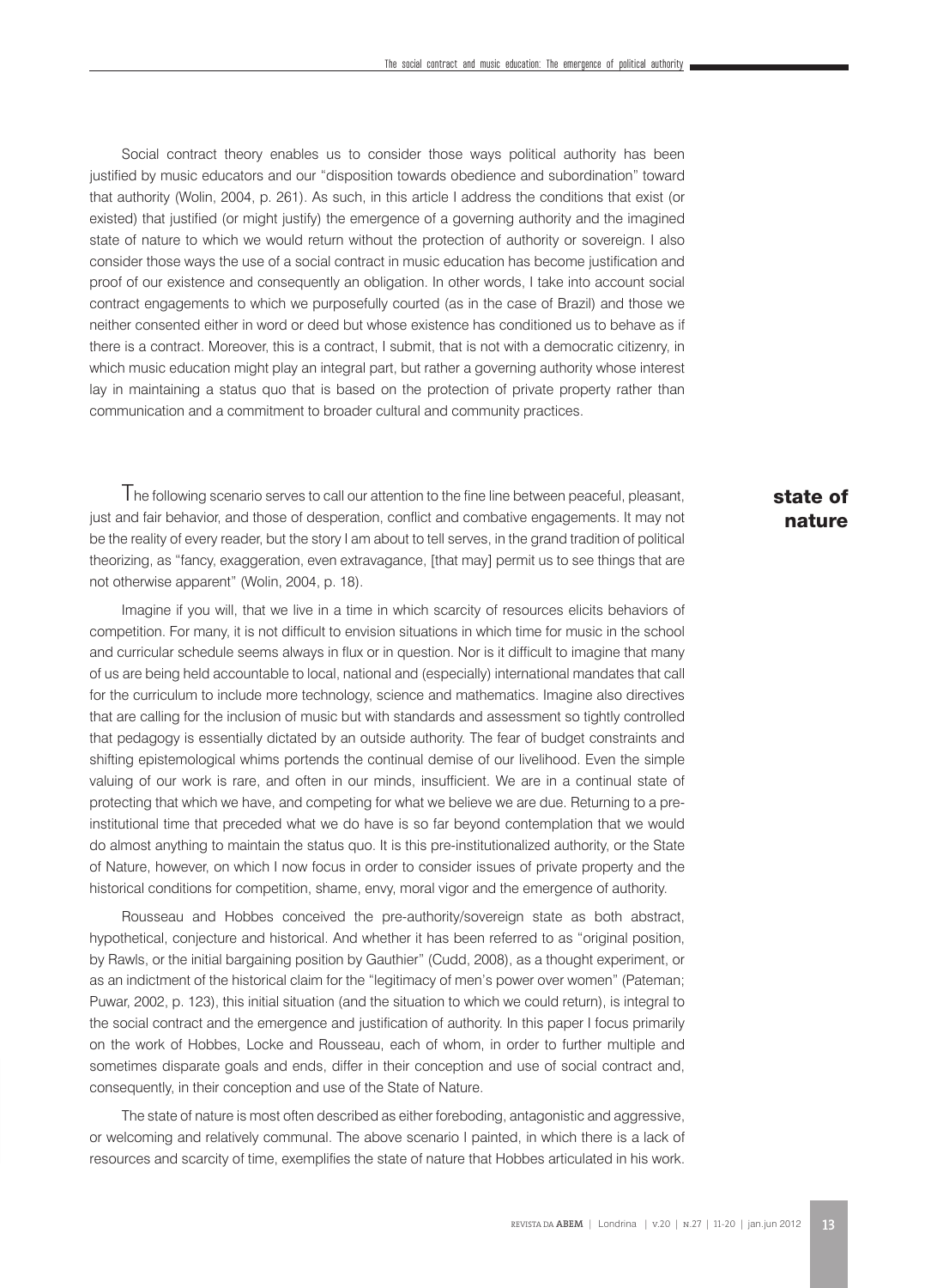Social contract theory enables us to consider those ways political authority has been justified by music educators and our "disposition towards obedience and subordination" toward that authority (Wolin, 2004, p. 261). As such, in this article I address the conditions that exist (or existed) that justified (or might justify) the emergence of a governing authority and the imagined state of nature to which we would return without the protection of authority or sovereign. I also consider those ways the use of a social contract in music education has become justification and proof of our existence and consequently an obligation. In other words, I take into account social contract engagements to which we purposefully courted (as in the case of Brazil) and those we neither consented either in word or deed but whose existence has conditioned us to behave as if there is a contract. Moreover, this is a contract, I submit, that is not with a democratic citizenry, in which music education might play an integral part, but rather a governing authority whose interest lay in maintaining a status quo that is based on the protection of private property rather than communication and a commitment to broader cultural and community practices.

## state of nature

The following scenario serves to call our attention to the fine line between peaceful, pleasant, just and fair behavior, and those of desperation, conflict and combative engagements. It may not be the reality of every reader, but the story I am about to tell serves, in the grand tradition of political theorizing, as "fancy, exaggeration, even extravagance, [that may] permit us to see things that are not otherwise apparent" (Wolin, 2004, p. 18).

Imagine if you will, that we live in a time in which scarcity of resources elicits behaviors of competition. For many, it is not difficult to envision situations in which time for music in the school and curricular schedule seems always in flux or in question. Nor is it difficult to imagine that many of us are being held accountable to local, national and (especially) international mandates that call for the curriculum to include more technology, science and mathematics. Imagine also directives that are calling for the inclusion of music but with standards and assessment so tightly controlled that pedagogy is essentially dictated by an outside authority. The fear of budget constraints and shifting epistemological whims portends the continual demise of our livelihood. Even the simple valuing of our work is rare, and often in our minds, insufficient. We are in a continual state of protecting that which we have, and competing for what we believe we are due. Returning to a pre-institutional time that preceded what we do have is so far beyond contemplation that we would do almost anything to maintain the status quo. It is this pre-institutionalized authority, or the State of Nature, however, on which I now focus in order to consider issues of private property and the historical conditions for competition, shame, envy, moral vigor and the emergence of authority.

Rousseau and Hobbes conceived the pre-authority/sovereign state as both abstract, hypothetical, conjecture and historical. And whether it has been referred to as "original position, by Rawls, or the initial bargaining position by Gauthier" (Cudd, 2008), as a thought experiment, or as an indictment of the historical claim for the "legitimacy of men's power over women" (Pateman; Puwar, 2002, p. 123), this initial situation (and the situation to which we could return), is integral to the social contract and the emergence and justification of authority. In this paper I focus primarily on the work of Hobbes, Locke and Rousseau, each of whom, in order to further multiple and sometimes disparate goals and ends, differ in their conception and use of social contract and, consequently, in their conception and use of the State of Nature.

The state of nature is most often described as either foreboding, antagonistic and aggressive, or welcoming and relatively communal. The above scenario I painted, in which there is a lack of resources and scarcity of time, exemplifies the state of nature that Hobbes articulated in his work.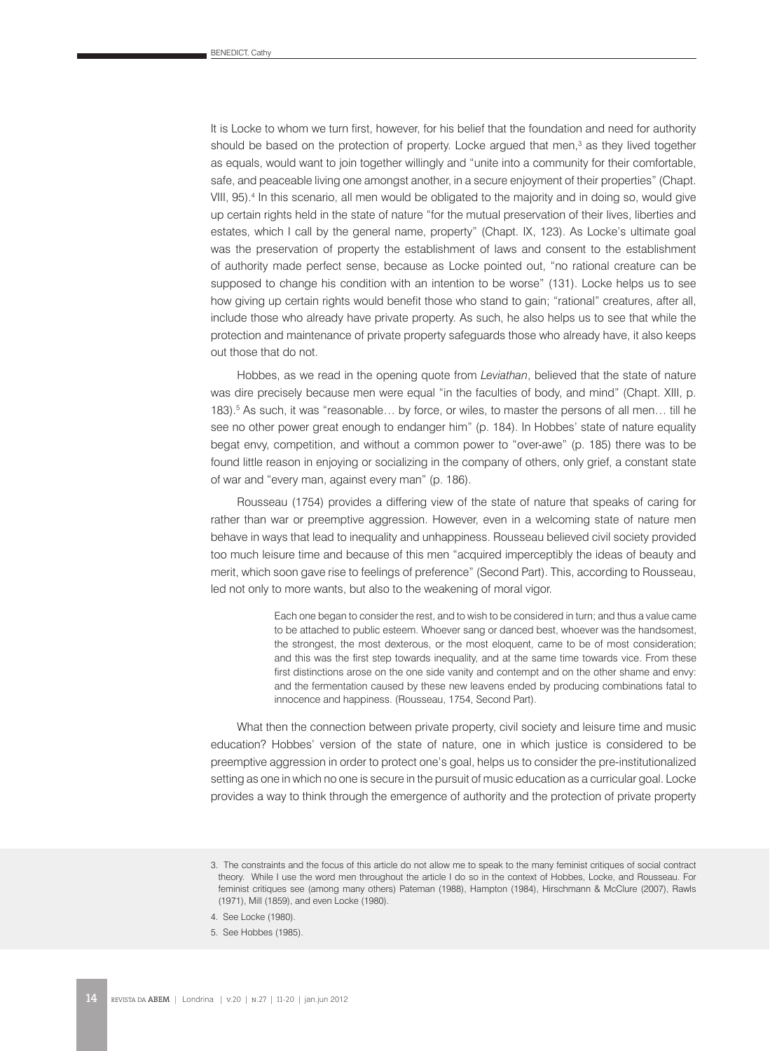It is Locke to whom we turn first, however, for his belief that the foundation and need for authority should be based on the protection of property. Locke argued that men,[3] as they lived together as equals, would want to join together willingly and "unite into a community for their comfortable, safe, and peaceable living one amongst another, in a secure enjoyment of their properties" (Chapt. VIII, 95).[4] In this scenario, all men would be obligated to the majority and in doing so, would give up certain rights held in the state of nature "for the mutual preservation of their lives, liberties and estates, which I call by the general name, property" (Chapt. IX, 123). As Locke's ultimate goal was the preservation of property the establishment of laws and consent to the establishment of authority made perfect sense, because as Locke pointed out, "no rational creature can be supposed to change his condition with an intention to be worse" (131). Locke helps us to see how giving up certain rights would benefit those who stand to gain; "rational" creatures, after all, include those who already have private property. As such, he also helps us to see that while the protection and maintenance of private property safeguards those who already have, it also keeps out those that do not.

Hobbes, as we read in the opening quote from *Leviathan*, believed that the state of nature was dire precisely because men were equal "in the faculties of body, and mind" (Chapt. XIII, p. 183).[5] As such, it was "reasonable… by force, or wiles, to master the persons of all men… till he see no other power great enough to endanger him" (p. 184). In Hobbes' state of nature equality begat envy, competition, and without a common power to "over-awe" (p. 185) there was to be found little reason in enjoying or socializing in the company of others, only grief, a constant state of war and "every man, against every man" (p. 186).

Rousseau (1754) provides a differing view of the state of nature that speaks of caring for rather than war or preemptive aggression. However, even in a welcoming state of nature men behave in ways that lead to inequality and unhappiness. Rousseau believed civil society provided too much leisure time and because of this men "acquired imperceptibly the ideas of beauty and merit, which soon gave rise to feelings of preference" (Second Part). This, according to Rousseau, led not only to more wants, but also to the weakening of moral vigor.

> Each one began to consider the rest, and to wish to be considered in turn; and thus a value came to be attached to public esteem. Whoever sang or danced best, whoever was the handsomest, the strongest, the most dexterous, or the most eloquent, came to be of most consideration; and this was the first step towards inequality, and at the same time towards vice. From these first distinctions arose on the one side vanity and contempt and on the other shame and envy: and the fermentation caused by these new leavens ended by producing combinations fatal to innocence and happiness. (Rousseau, 1754, Second Part).

What then the connection between private property, civil society and leisure time and music education? Hobbes' version of the state of nature, one in which justice is considered to be preemptive aggression in order to protect one's goal, helps us to consider the pre-institutionalized setting as one in which no one is secure in the pursuit of music education as a curricular goal. Locke provides a way to think through the emergence of authority and the protection of private property

---

3. The constraints and the focus of this article do not allow me to speak to the many feminist critiques of social contract theory. While I use the word men throughout the article I do so in the context of Hobbes, Locke, and Rousseau. For feminist critiques see (among many others) Pateman (1988), Hampton (1984), Hirschmann & McClure (2007), Rawls (1971), Mill (1859), and even Locke (1980).

4. See Locke (1980).

5. See Hobbes (1985).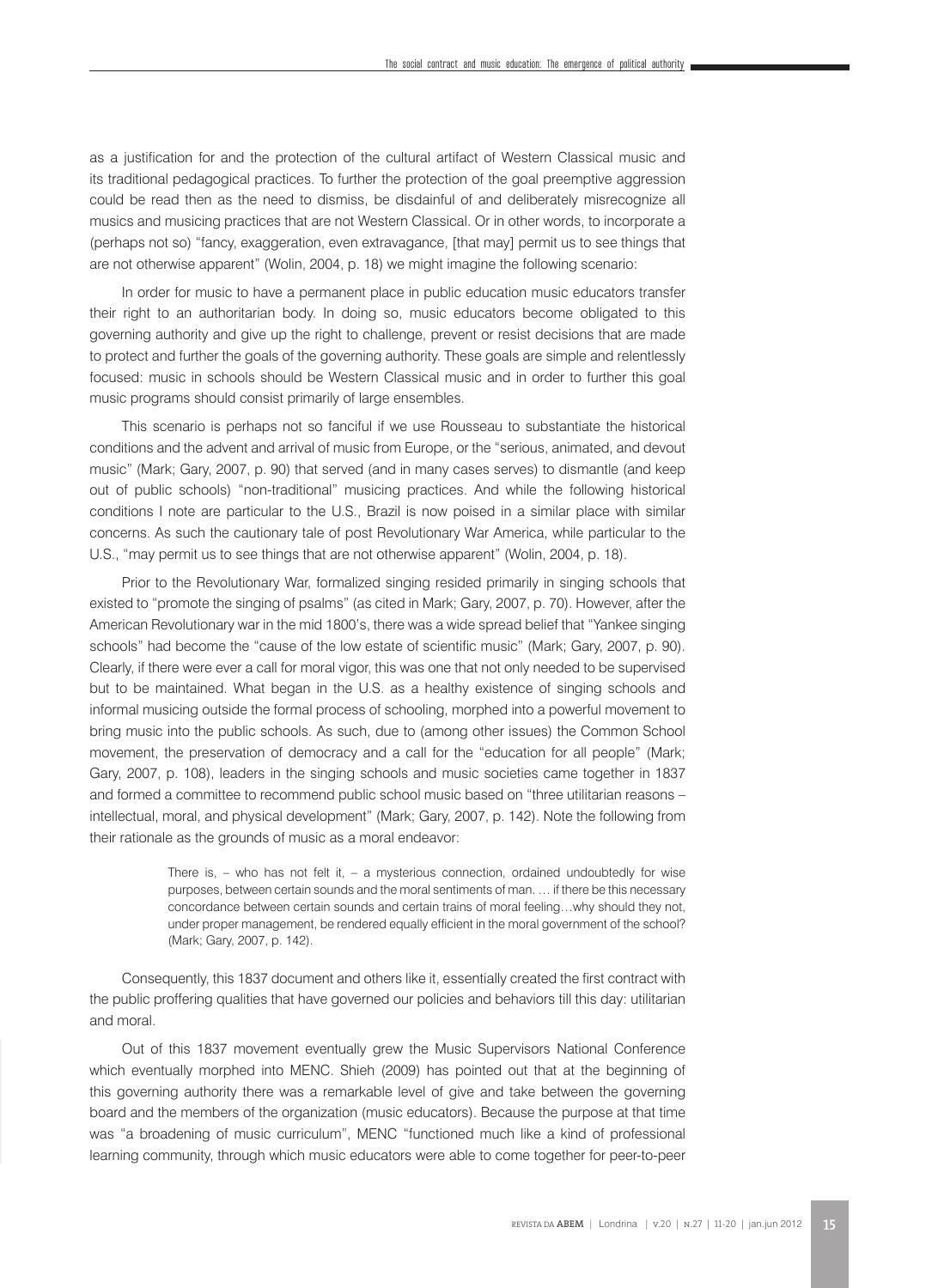as a justification for and the protection of the cultural artifact of Western Classical music and its traditional pedagogical practices. To further the protection of the goal preemptive aggression could be read then as the need to dismiss, be disdainful of and deliberately misrecognize all musics and musicing practices that are not Western Classical. Or in other words, to incorporate a (perhaps not so) "fancy, exaggeration, even extravagance, [that may] permit us to see things that are not otherwise apparent" (Wolin, 2004, p. 18) we might imagine the following scenario:

In order for music to have a permanent place in public education music educators transfer their right to an authoritarian body. In doing so, music educators become obligated to this governing authority and give up the right to challenge, prevent or resist decisions that are made to protect and further the goals of the governing authority. These goals are simple and relentlessly focused: music in schools should be Western Classical music and in order to further this goal music programs should consist primarily of large ensembles.

This scenario is perhaps not so fanciful if we use Rousseau to substantiate the historical conditions and the advent and arrival of music from Europe, or the "serious, animated, and devout music" (Mark; Gary, 2007, p. 90) that served (and in many cases serves) to dismantle (and keep out of public schools) "non-traditional" musicing practices. And while the following historical conditions I note are particular to the U.S., Brazil is now poised in a similar place with similar concerns. As such the cautionary tale of post Revolutionary War America, while particular to the U.S., "may permit us to see things that are not otherwise apparent" (Wolin, 2004, p. 18).

Prior to the Revolutionary War, formalized singing resided primarily in singing schools that existed to "promote the singing of psalms" (as cited in Mark; Gary, 2007, p. 70). However, after the American Revolutionary war in the mid 1800's, there was a wide spread belief that "Yankee singing schools" had become the "cause of the low estate of scientific music" (Mark; Gary, 2007, p. 90). Clearly, if there were ever a call for moral vigor, this was one that not only needed to be supervised but to be maintained. What began in the U.S. as a healthy existence of singing schools and informal musicing outside the formal process of schooling, morphed into a powerful movement to bring music into the public schools. As such, due to (among other issues) the Common School movement, the preservation of democracy and a call for the "education for all people" (Mark; Gary, 2007, p. 108), leaders in the singing schools and music societies came together in 1837 and formed a committee to recommend public school music based on "three utilitarian reasons – intellectual, moral, and physical development" (Mark; Gary, 2007, p. 142). Note the following from their rationale as the grounds of music as a moral endeavor:

> There is, – who has not felt it, – a mysterious connection, ordained undoubtedly for wise purposes, between certain sounds and the moral sentiments of man. … if there be this necessary concordance between certain sounds and certain trains of moral feeling…why should they not, under proper management, be rendered equally efficient in the moral government of the school? (Mark; Gary, 2007, p. 142).

Consequently, this 1837 document and others like it, essentially created the first contract with the public proffering qualities that have governed our policies and behaviors till this day: utilitarian and moral.

Out of this 1837 movement eventually grew the Music Supervisors National Conference which eventually morphed into MENC. Shieh (2009) has pointed out that at the beginning of this governing authority there was a remarkable level of give and take between the governing board and the members of the organization (music educators). Because the purpose at that time was "a broadening of music curriculum", MENC "functioned much like a kind of professional learning community, through which music educators were able to come together for peer-to-peer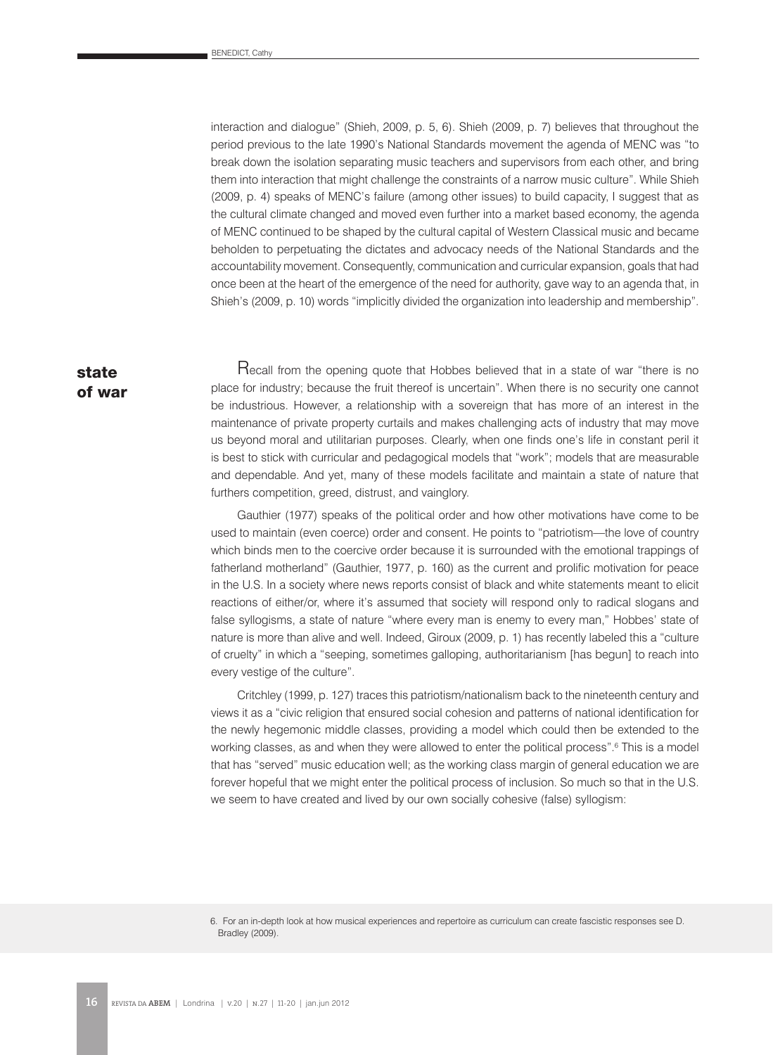interaction and dialogue" (Shieh, 2009, p. 5, 6). Shieh (2009, p. 7) believes that throughout the period previous to the late 1990's National Standards movement the agenda of MENC was "to break down the isolation separating music teachers and supervisors from each other, and bring them into interaction that might challenge the constraints of a narrow music culture". While Shieh (2009, p. 4) speaks of MENC's failure (among other issues) to build capacity, I suggest that as the cultural climate changed and moved even further into a market based economy, the agenda of MENC continued to be shaped by the cultural capital of Western Classical music and became beholden to perpetuating the dictates and advocacy needs of the National Standards and the accountability movement. Consequently, communication and curricular expansion, goals that had once been at the heart of the emergence of the need for authority, gave way to an agenda that, in Shieh's (2009, p. 10) words "implicitly divided the organization into leadership and membership".

## state of war

Recall from the opening quote that Hobbes believed that in a state of war "there is no place for industry; because the fruit thereof is uncertain". When there is no security one cannot be industrious. However, a relationship with a sovereign that has more of an interest in the maintenance of private property curtails and makes challenging acts of industry that may move us beyond moral and utilitarian purposes. Clearly, when one finds one's life in constant peril it is best to stick with curricular and pedagogical models that "work"; models that are measurable and dependable. And yet, many of these models facilitate and maintain a state of nature that furthers competition, greed, distrust, and vainglory.

Gauthier (1977) speaks of the political order and how other motivations have come to be used to maintain (even coerce) order and consent. He points to "patriotism—the love of country which binds men to the coercive order because it is surrounded with the emotional trappings of fatherland motherland" (Gauthier, 1977, p. 160) as the current and prolific motivation for peace in the U.S. In a society where news reports consist of black and white statements meant to elicit reactions of either/or, where it's assumed that society will respond only to radical slogans and false syllogisms, a state of nature "where every man is enemy to every man," Hobbes' state of nature is more than alive and well. Indeed, Giroux (2009, p. 1) has recently labeled this a "culture of cruelty" in which a "seeping, sometimes galloping, authoritarianism [has begun] to reach into every vestige of the culture".

Critchley (1999, p. 127) traces this patriotism/nationalism back to the nineteenth century and views it as a "civic religion that ensured social cohesion and patterns of national identification for the newly hegemonic middle classes, providing a model which could then be extended to the working classes, as and when they were allowed to enter the political process".[6] This is a model that has "served" music education well; as the working class margin of general education we are forever hopeful that we might enter the political process of inclusion. So much so that in the U.S. we seem to have created and lived by our own socially cohesive (false) syllogism:

6. For an in-depth look at how musical experiences and repertoire as curriculum can create fascistic responses see D. Bradley (2009).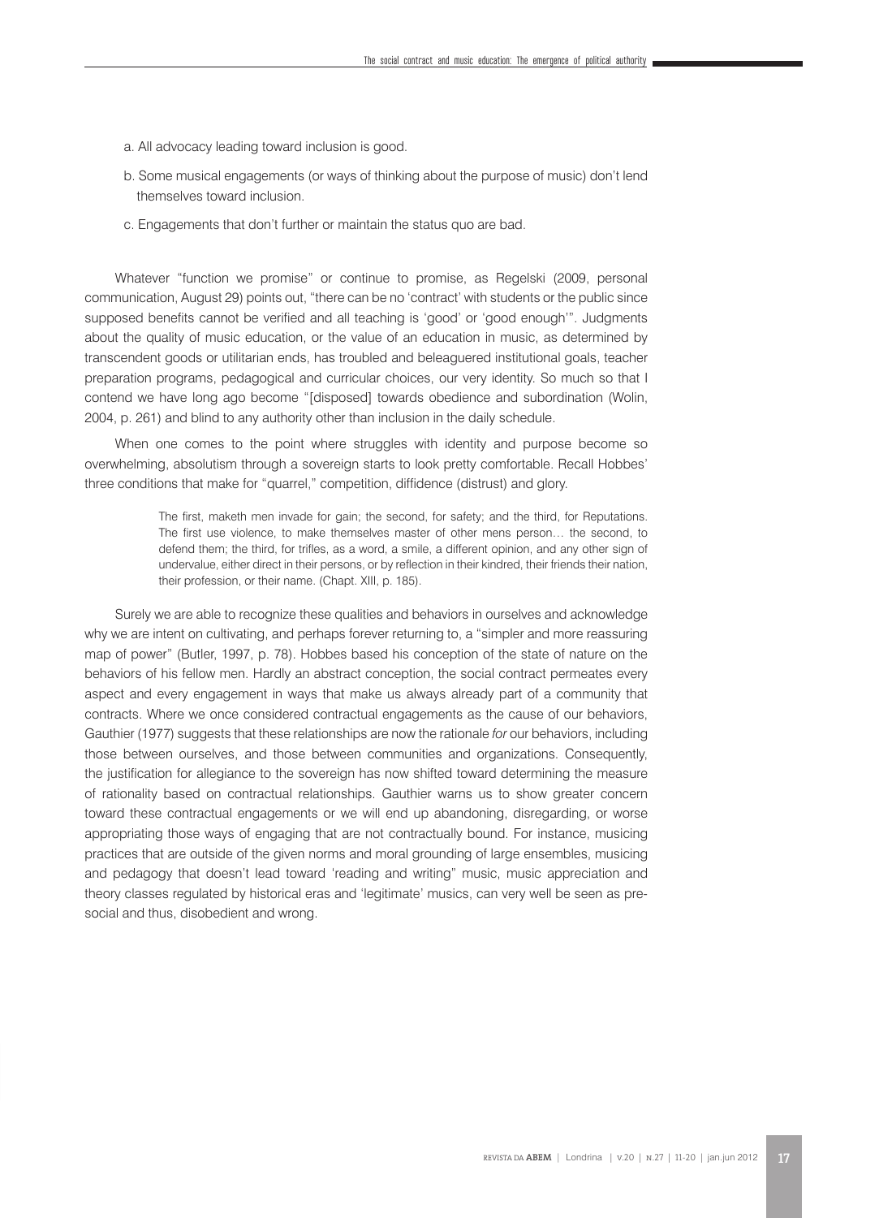a. All advocacy leading toward inclusion is good.

b. Some musical engagements (or ways of thinking about the purpose of music) don't lend themselves toward inclusion.

c. Engagements that don't further or maintain the status quo are bad.

Whatever "function we promise" or continue to promise, as Regelski (2009, personal communication, August 29) points out, "there can be no 'contract' with students or the public since supposed benefits cannot be verified and all teaching is 'good' or 'good enough'". Judgments about the quality of music education, or the value of an education in music, as determined by transcendent goods or utilitarian ends, has troubled and beleaguered institutional goals, teacher preparation programs, pedagogical and curricular choices, our very identity. So much so that I contend we have long ago become "[disposed] towards obedience and subordination (Wolin, 2004, p. 261) and blind to any authority other than inclusion in the daily schedule.

When one comes to the point where struggles with identity and purpose become so overwhelming, absolutism through a sovereign starts to look pretty comfortable. Recall Hobbes' three conditions that make for "quarrel," competition, diffidence (distrust) and glory.

> The first, maketh men invade for gain; the second, for safety; and the third, for Reputations. The first use violence, to make themselves master of other mens person… the second, to defend them; the third, for trifles, as a word, a smile, a different opinion, and any other sign of undervalue, either direct in their persons, or by reflection in their kindred, their friends their nation, their profession, or their name. (Chapt. XIII, p. 185).

Surely we are able to recognize these qualities and behaviors in ourselves and acknowledge why we are intent on cultivating, and perhaps forever returning to, a "simpler and more reassuring map of power" (Butler, 1997, p. 78). Hobbes based his conception of the state of nature on the behaviors of his fellow men. Hardly an abstract conception, the social contract permeates every aspect and every engagement in ways that make us always already part of a community that contracts. Where we once considered contractual engagements as the cause of our behaviors, Gauthier (1977) suggests that these relationships are now the rationale *for* our behaviors, including those between ourselves, and those between communities and organizations. Consequently, the justification for allegiance to the sovereign has now shifted toward determining the measure of rationality based on contractual relationships. Gauthier warns us to show greater concern toward these contractual engagements or we will end up abandoning, disregarding, or worse appropriating those ways of engaging that are not contractually bound. For instance, musicing practices that are outside of the given norms and moral grounding of large ensembles, musicing and pedagogy that doesn't lead toward 'reading and writing" music, music appreciation and theory classes regulated by historical eras and 'legitimate' musics, can very well be seen as pre-social and thus, disobedient and wrong.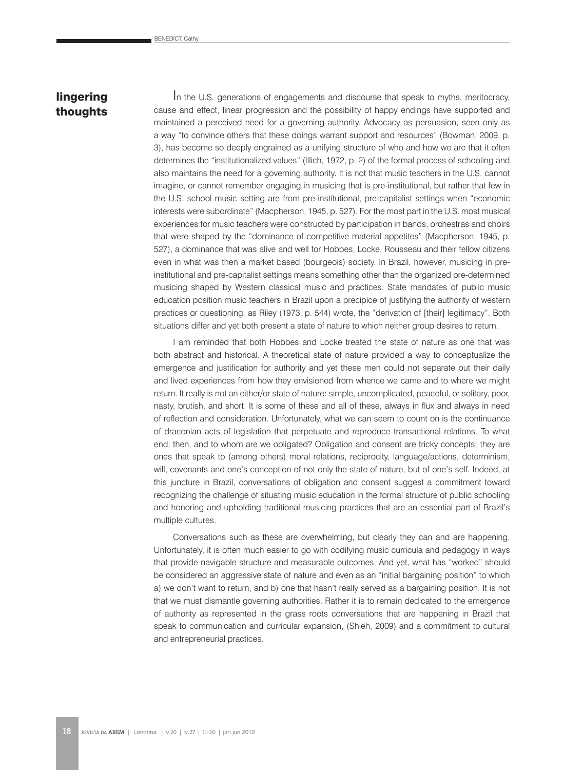## lingering thoughts

In the U.S. generations of engagements and discourse that speak to myths, meritocracy, cause and effect, linear progression and the possibility of happy endings have supported and maintained a perceived need for a governing authority. Advocacy as persuasion, seen only as a way "to convince others that these doings warrant support and resources" (Bowman, 2009, p. 3), has become so deeply engrained as a unifying structure of who and how we are that it often determines the "institutionalized values" (Illich, 1972, p. 2) of the formal process of schooling and also maintains the need for a governing authority. It is not that music teachers in the U.S. cannot imagine, or cannot remember engaging in musicing that is pre-institutional, but rather that few in the U.S. school music setting are from pre-institutional, pre-capitalist settings when "economic interests were subordinate" (Macpherson, 1945, p. 527). For the most part in the U.S. most musical experiences for music teachers were constructed by participation in bands, orchestras and choirs that were shaped by the "dominance of competitive material appetites" (Macpherson, 1945, p. 527), a dominance that was alive and well for Hobbes, Locke, Rousseau and their fellow citizens even in what was then a market based (bourgeois) society. In Brazil, however, musicing in pre-institutional and pre-capitalist settings means something other than the organized pre-determined musicing shaped by Western classical music and practices. State mandates of public music education position music teachers in Brazil upon a precipice of justifying the authority of western practices or questioning, as Riley (1973, p. 544) wrote, the "derivation of [their] legitimacy". Both situations differ and yet both present a state of nature to which neither group desires to return.

I am reminded that both Hobbes and Locke treated the state of nature as one that was both abstract and historical. A theoretical state of nature provided a way to conceptualize the emergence and justification for authority and yet these men could not separate out their daily and lived experiences from how they envisioned from whence we came and to where we might return. It really is not an either/or state of nature: simple, uncomplicated, peaceful, or solitary, poor, nasty, brutish, and short. It is some of these and all of these, always in flux and always in need of reflection and consideration. Unfortunately, what we can seem to count on is the continuance of draconian acts of legislation that perpetuate and reproduce transactional relations. To what end, then, and to whom are we obligated? Obligation and consent are tricky concepts; they are ones that speak to (among others) moral relations, reciprocity, language/actions, determinism, will, covenants and one's conception of not only the state of nature, but of one's self. Indeed, at this juncture in Brazil, conversations of obligation and consent suggest a commitment toward recognizing the challenge of situating music education in the formal structure of public schooling and honoring and upholding traditional musicing practices that are an essential part of Brazil's multiple cultures.

Conversations such as these are overwhelming, but clearly they can and are happening. Unfortunately, it is often much easier to go with codifying music curricula and pedagogy in ways that provide navigable structure and measurable outcomes. And yet, what has "worked" should be considered an aggressive state of nature and even as an "initial bargaining position" to which a) we don't want to return, and b) one that hasn't really served as a bargaining position. It is not that we must dismantle governing authorities. Rather it is to remain dedicated to the emergence of authority as represented in the grass roots conversations that are happening in Brazil that speak to communication and curricular expansion, (Shieh, 2009) and a commitment to cultural and entrepreneurial practices.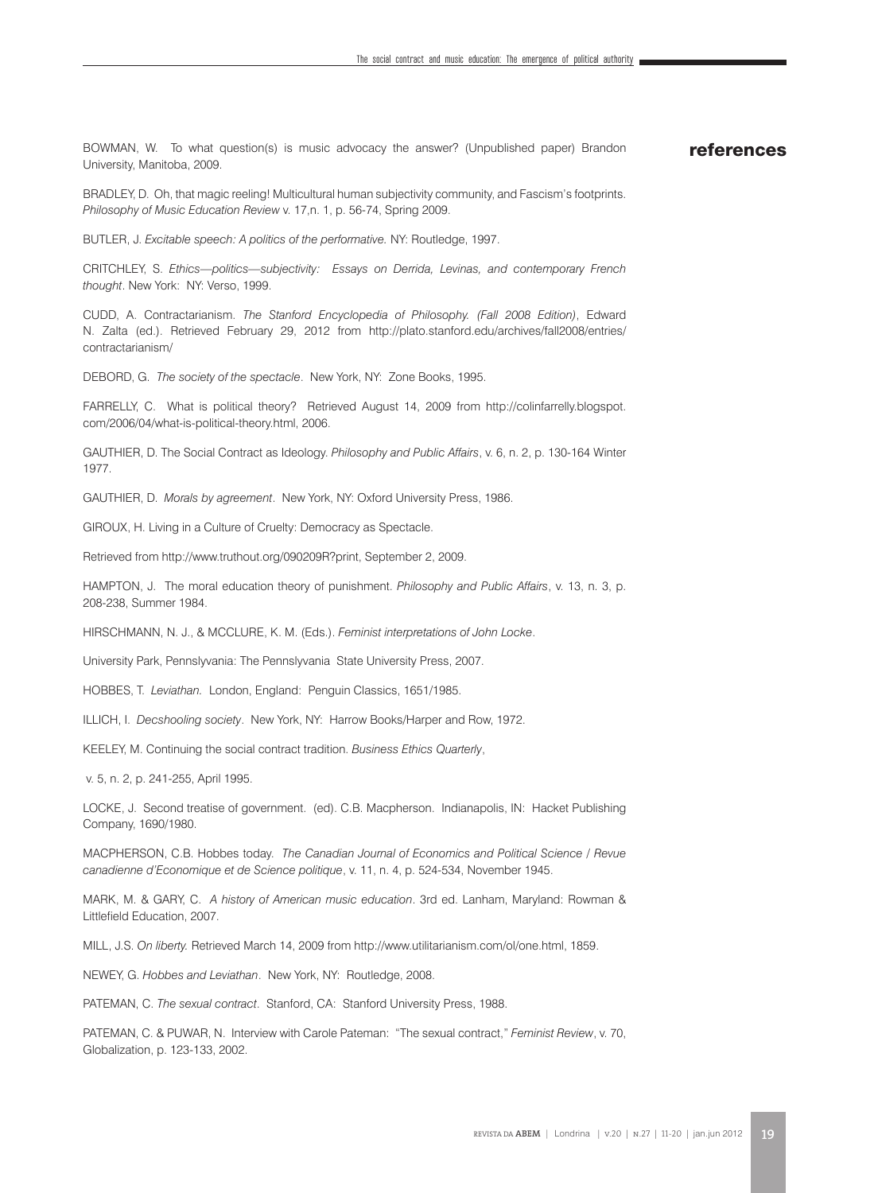## references

BOWMAN, W. To what question(s) is music advocacy the answer? (Unpublished paper) Brandon University, Manitoba, 2009.

BRADLEY, D. Oh, that magic reeling! Multicultural human subjectivity community, and Fascism's footprints. *Philosophy of Music Education Review* v. 17,n. 1, p. 56-74, Spring 2009.

BUTLER, J. *Excitable speech: A politics of the performative.* NY: Routledge, 1997.

CRITCHLEY, S. *Ethics—politics—subjectivity: Essays on Derrida, Levinas, and contemporary French thought*. New York: NY: Verso, 1999.

CUDD, A. Contractarianism. *The Stanford Encyclopedia of Philosophy. (Fall 2008 Edition)*, Edward N. Zalta (ed.). Retrieved February 29, 2012 from http://plato.stanford.edu/archives/fall2008/entries/contractarianism/

DEBORD, G. *The society of the spectacle*. New York, NY: Zone Books, 1995.

FARRELLY, C. What is political theory? Retrieved August 14, 2009 from http://colinfarrelly.blogspot.com/2006/04/what-is-political-theory.html, 2006.

GAUTHIER, D. The Social Contract as Ideology. *Philosophy and Public Affairs*, v. 6, n. 2, p. 130-164 Winter 1977.

GAUTHIER, D. *Morals by agreement*. New York, NY: Oxford University Press, 1986.

GIROUX, H. Living in a Culture of Cruelty: Democracy as Spectacle.

Retrieved from http://www.truthout.org/090209R?print, September 2, 2009.

HAMPTON, J. The moral education theory of punishment. *Philosophy and Public Affairs*, v. 13, n. 3, p. 208-238, Summer 1984.

HIRSCHMANN, N. J., & MCCLURE, K. M. (Eds.). *Feminist interpretations of John Locke*.

University Park, Pennslyvania: The Pennslyvania State University Press, 2007.

HOBBES, T. *Leviathan*. London, England: Penguin Classics, 1651/1985.

ILLICH, I. *Decshooling society*. New York, NY: Harrow Books/Harper and Row, 1972.

KEELEY, M. Continuing the social contract tradition. *Business Ethics Quarterly*,

v. 5, n. 2, p. 241-255, April 1995.

LOCKE, J. Second treatise of government. (ed). C.B. Macpherson. Indianapolis, IN: Hacket Publishing Company, 1690/1980.

MACPHERSON, C.B. Hobbes today. *The Canadian Journal of Economics and Political Science / Revue canadienne d'Economique et de Science politique*, v. 11, n. 4, p. 524-534, November 1945.

MARK, M. & GARY, C. *A history of American music education*. 3rd ed. Lanham, Maryland: Rowman & Littlefield Education, 2007.

MILL, J.S. *On liberty.* Retrieved March 14, 2009 from http://www.utilitarianism.com/ol/one.html, 1859.

NEWEY, G. *Hobbes and Leviathan*. New York, NY: Routledge, 2008.

PATEMAN, C. *The sexual contract*. Stanford, CA: Stanford University Press, 1988.

PATEMAN, C. & PUWAR, N. Interview with Carole Pateman: "The sexual contract," *Feminist Review*, v. 70, Globalization, p. 123-133, 2002.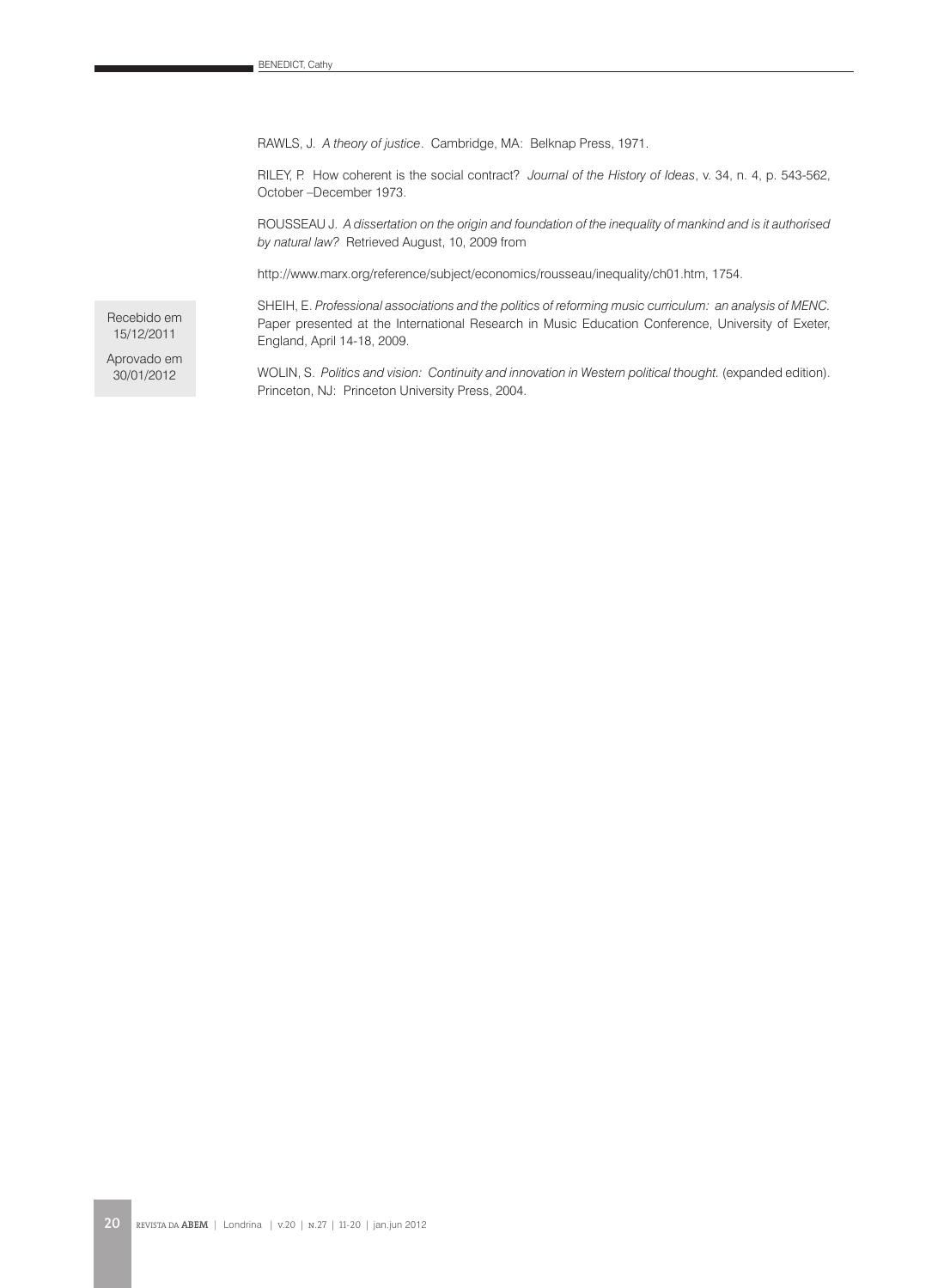RAWLS, J. *A theory of justice*. Cambridge, MA: Belknap Press, 1971.

RILEY, P. How coherent is the social contract? *Journal of the History of Ideas*, v. 34, n. 4, p. 543-562, October –December 1973.

ROUSSEAU J. *A dissertation on the origin and foundation of the inequality of mankind and is it authorised by natural law?* Retrieved August, 10, 2009 from

http://www.marx.org/reference/subject/economics/rousseau/inequality/ch01.htm, 1754.

SHEIH, E. *Professional associations and the politics of reforming music curriculum: an analysis of MENC.* Paper presented at the International Research in Music Education Conference, University of Exeter, England, April 14-18, 2009.

WOLIN, S. *Politics and vision: Continuity and innovation in Western political thought.* (expanded edition). Princeton, NJ: Princeton University Press, 2004.

Recebido em 15/12/2011

Aprovado em 30/01/2012